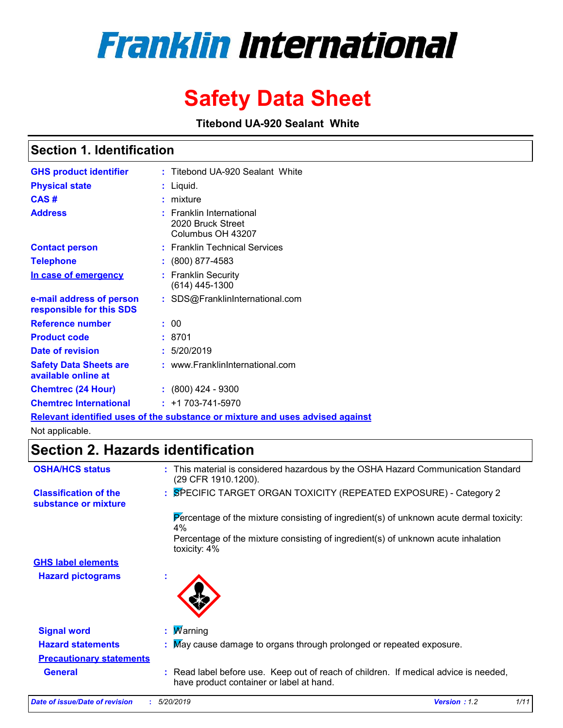# Franklin International

# Safety Data Sheet

**Titebond UA-920 Sealant White**

## Section 1. Identification

| | |
|---|---|
| **GHS product identifier** | : Titebond UA-920 Sealant White |
| **Physical state** | : Liquid. |
| **CAS #** | : mixture |
| **Address** | : Franklin International<br>2020 Bruck Street<br>Columbus OH 43207 |
| **Contact person** | : Franklin Technical Services |
| **Telephone** | : (800) 877-4583 |
| **In case of emergency** | : Franklin Security<br>(614) 445-1300 |
| **e-mail address of person responsible for this SDS** | : SDS@FranklinInternational.com |
| **Reference number** | : 00 |
| **Product code** | : 8701 |
| **Date of revision** | : 5/20/2019 |
| **Safety Data Sheets are available online at** | : www.FranklinInternational.com |
| **Chemtrec (24 Hour)** | : (800) 424 - 9300 |
| **Chemtrec International** | : +1 703-741-5970 |

**Relevant identified uses of the substance or mixture and uses advised against**

Not applicable.

## Section 2. Hazards identification

**OSHA/HCS status** : This material is considered hazardous by the OSHA Hazard Communication Standard (29 CFR 1910.1200).

**Classification of the substance or mixture** : SPECIFIC TARGET ORGAN TOXICITY (REPEATED EXPOSURE) - Category 2

Percentage of the mixture consisting of ingredient(s) of unknown acute dermal toxicity: 4%
Percentage of the mixture consisting of ingredient(s) of unknown acute inhalation toxicity: 4%

**GHS label elements**

**Hazard pictograms** :

**Signal word** : Warning

**Hazard statements** : May cause damage to organs through prolonged or repeated exposure.

**Precautionary statements**

**General** : Read label before use. Keep out of reach of children. If medical advice is needed, have product container or label at hand.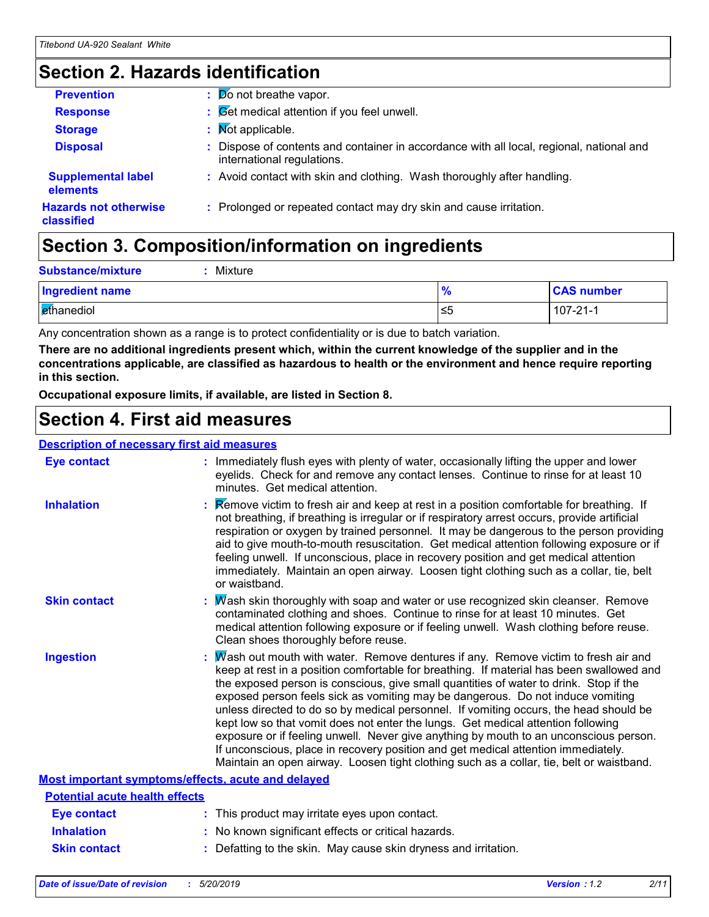## Section 2. Hazards identification

**Prevention** : Do not breathe vapor.

**Response** : Get medical attention if you feel unwell.

**Storage** : Not applicable.

**Disposal** : Dispose of contents and container in accordance with all local, regional, national and international regulations.

**Supplemental label elements** : Avoid contact with skin and clothing. Wash thoroughly after handling.

**Hazards not otherwise classified** : Prolonged or repeated contact may dry skin and cause irritation.

## Section 3. Composition/information on ingredients

**Substance/mixture** : Mixture

| Ingredient name | % | CAS number |
|---|---|---|
| ethanediol | ≤5 | 107-21-1 |

Any concentration shown as a range is to protect confidentiality or is due to batch variation.

**There are no additional ingredients present which, within the current knowledge of the supplier and in the concentrations applicable, are classified as hazardous to health or the environment and hence require reporting in this section.**

**Occupational exposure limits, if available, are listed in Section 8.**

## Section 4. First aid measures

### Description of necessary first aid measures

**Eye contact** : Immediately flush eyes with plenty of water, occasionally lifting the upper and lower eyelids. Check for and remove any contact lenses. Continue to rinse for at least 10 minutes. Get medical attention.

**Inhalation** : Remove victim to fresh air and keep at rest in a position comfortable for breathing. If not breathing, if breathing is irregular or if respiratory arrest occurs, provide artificial respiration or oxygen by trained personnel. It may be dangerous to the person providing aid to give mouth-to-mouth resuscitation. Get medical attention following exposure or if feeling unwell. If unconscious, place in recovery position and get medical attention immediately. Maintain an open airway. Loosen tight clothing such as a collar, tie, belt or waistband.

**Skin contact** : Wash skin thoroughly with soap and water or use recognized skin cleanser. Remove contaminated clothing and shoes. Continue to rinse for at least 10 minutes. Get medical attention following exposure or if feeling unwell. Wash clothing before reuse. Clean shoes thoroughly before reuse.

**Ingestion** : Wash out mouth with water. Remove dentures if any. Remove victim to fresh air and keep at rest in a position comfortable for breathing. If material has been swallowed and the exposed person is conscious, give small quantities of water to drink. Stop if the exposed person feels sick as vomiting may be dangerous. Do not induce vomiting unless directed to do so by medical personnel. If vomiting occurs, the head should be kept low so that vomit does not enter the lungs. Get medical attention following exposure or if feeling unwell. Never give anything by mouth to an unconscious person. If unconscious, place in recovery position and get medical attention immediately. Maintain an open airway. Loosen tight clothing such as a collar, tie, belt or waistband.

### Most important symptoms/effects, acute and delayed

#### Potential acute health effects

**Eye contact** : This product may irritate eyes upon contact.

**Inhalation** : No known significant effects or critical hazards.

**Skin contact** : Defatting to the skin. May cause skin dryness and irritation.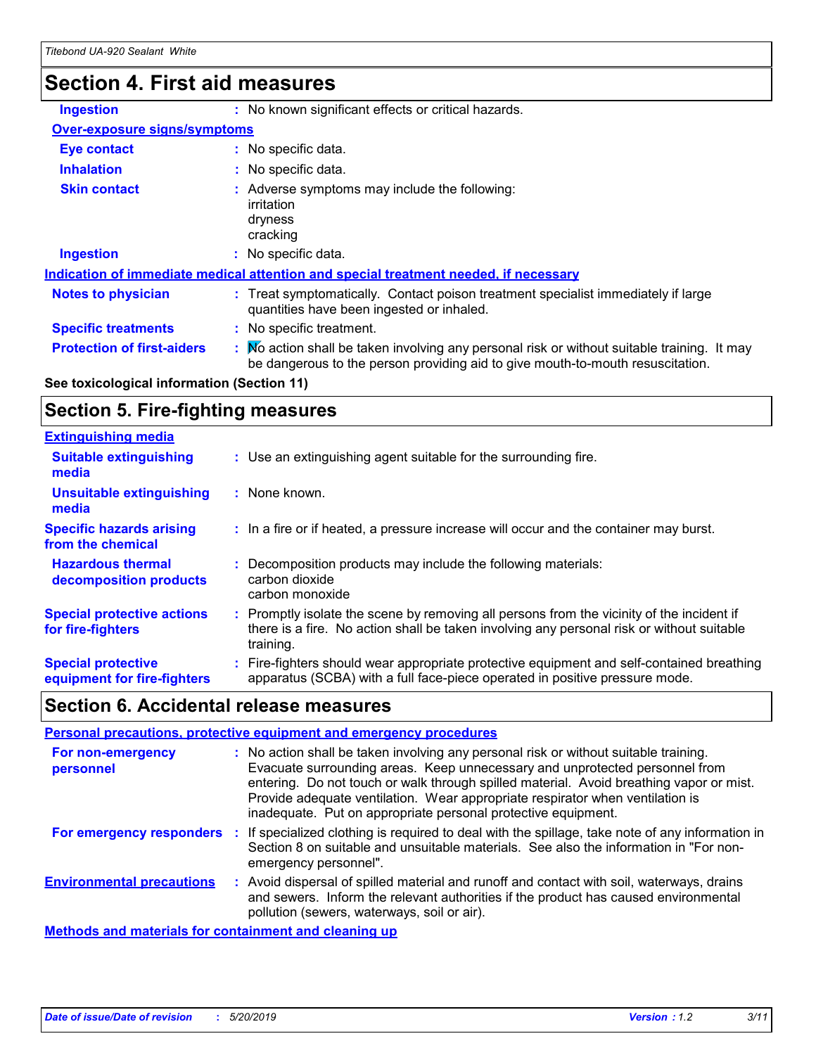## Section 4. First aid measures

| | |
|---|---|
| **Ingestion** | : No known significant effects or critical hazards. |

**Over-exposure signs/symptoms**

| | |
|---|---|
| **Eye contact** | : No specific data. |
| **Inhalation** | : No specific data. |
| **Skin contact** | : Adverse symptoms may include the following:<br>irritation<br>dryness<br>cracking |
| **Ingestion** | : No specific data. |

**Indication of immediate medical attention and special treatment needed, if necessary**

| | |
|---|---|
| **Notes to physician** | : Treat symptomatically. Contact poison treatment specialist immediately if large quantities have been ingested or inhaled. |
| **Specific treatments** | : No specific treatment. |
| **Protection of first-aiders** | : No action shall be taken involving any personal risk or without suitable training. It may be dangerous to the person providing aid to give mouth-to-mouth resuscitation. |

**See toxicological information (Section 11)**

## Section 5. Fire-fighting measures

**Extinguishing media**

| | |
|---|---|
| **Suitable extinguishing media** | : Use an extinguishing agent suitable for the surrounding fire. |
| **Unsuitable extinguishing media** | : None known. |
| **Specific hazards arising from the chemical** | : In a fire or if heated, a pressure increase will occur and the container may burst. |
| **Hazardous thermal decomposition products** | : Decomposition products may include the following materials:<br>carbon dioxide<br>carbon monoxide |
| **Special protective actions for fire-fighters** | : Promptly isolate the scene by removing all persons from the vicinity of the incident if there is a fire. No action shall be taken involving any personal risk or without suitable training. |
| **Special protective equipment for fire-fighters** | : Fire-fighters should wear appropriate protective equipment and self-contained breathing apparatus (SCBA) with a full face-piece operated in positive pressure mode. |

## Section 6. Accidental release measures

**Personal precautions, protective equipment and emergency procedures**

| | |
|---|---|
| **For non-emergency personnel** | : No action shall be taken involving any personal risk or without suitable training. Evacuate surrounding areas. Keep unnecessary and unprotected personnel from entering. Do not touch or walk through spilled material. Avoid breathing vapor or mist. Provide adequate ventilation. Wear appropriate respirator when ventilation is inadequate. Put on appropriate personal protective equipment. |
| **For emergency responders** | : If specialized clothing is required to deal with the spillage, take note of any information in Section 8 on suitable and unsuitable materials. See also the information in "For non-emergency personnel". |
| **Environmental precautions** | : Avoid dispersal of spilled material and runoff and contact with soil, waterways, drains and sewers. Inform the relevant authorities if the product has caused environmental pollution (sewers, waterways, soil or air). |

**Methods and materials for containment and cleaning up**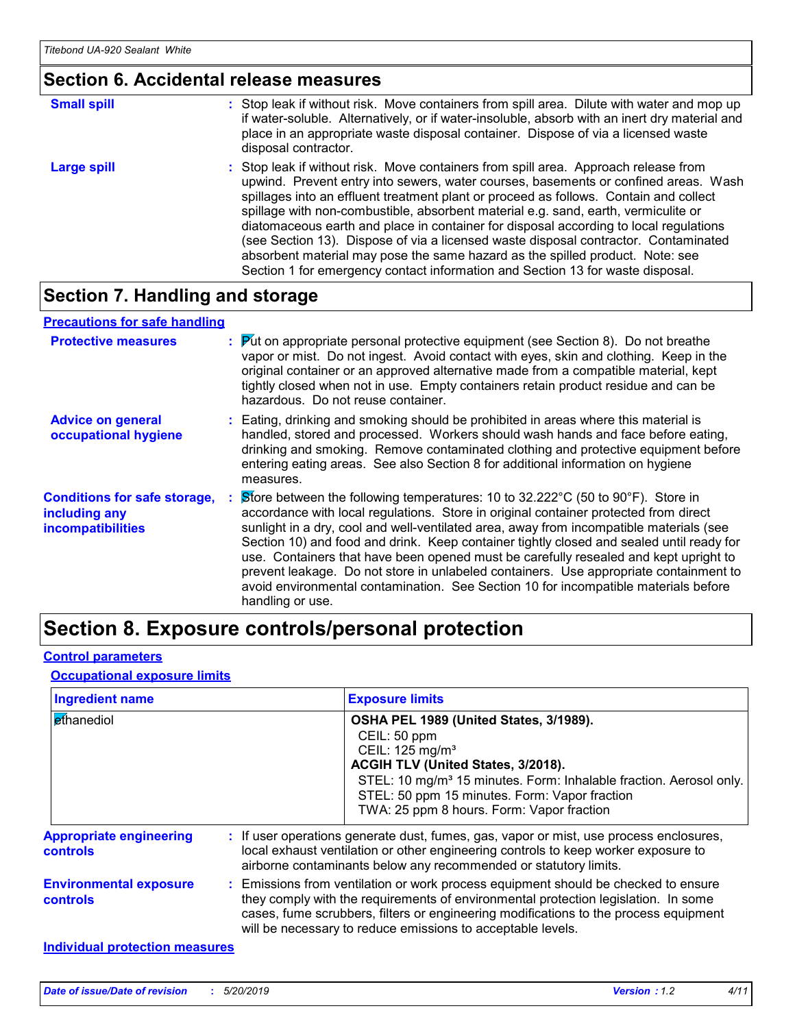## Section 6. Accidental release measures

**Small spill** : Stop leak if without risk. Move containers from spill area. Dilute with water and mop up if water-soluble. Alternatively, or if water-insoluble, absorb with an inert dry material and place in an appropriate waste disposal container. Dispose of via a licensed waste disposal contractor.

**Large spill** : Stop leak if without risk. Move containers from spill area. Approach release from upwind. Prevent entry into sewers, water courses, basements or confined areas. Wash spillages into an effluent treatment plant or proceed as follows. Contain and collect spillage with non-combustible, absorbent material e.g. sand, earth, vermiculite or diatomaceous earth and place in container for disposal according to local regulations (see Section 13). Dispose of via a licensed waste disposal contractor. Contaminated absorbent material may pose the same hazard as the spilled product. Note: see Section 1 for emergency contact information and Section 13 for waste disposal.

## Section 7. Handling and storage

### Precautions for safe handling

**Protective measures** : Put on appropriate personal protective equipment (see Section 8). Do not breathe vapor or mist. Do not ingest. Avoid contact with eyes, skin and clothing. Keep in the original container or an approved alternative made from a compatible material, kept tightly closed when not in use. Empty containers retain product residue and can be hazardous. Do not reuse container.

**Advice on general occupational hygiene** : Eating, drinking and smoking should be prohibited in areas where this material is handled, stored and processed. Workers should wash hands and face before eating, drinking and smoking. Remove contaminated clothing and protective equipment before entering eating areas. See also Section 8 for additional information on hygiene measures.

**Conditions for safe storage, including any incompatibilities** : Store between the following temperatures: 10 to 32.222°C (50 to 90°F). Store in accordance with local regulations. Store in original container protected from direct sunlight in a dry, cool and well-ventilated area, away from incompatible materials (see Section 10) and food and drink. Keep container tightly closed and sealed until ready for use. Containers that have been opened must be carefully resealed and kept upright to prevent leakage. Do not store in unlabeled containers. Use appropriate containment to avoid environmental contamination. See Section 10 for incompatible materials before handling or use.

## Section 8. Exposure controls/personal protection

### Control parameters

#### Occupational exposure limits

| Ingredient name | Exposure limits |
|---|---|
| ethanediol | **OSHA PEL 1989 (United States, 3/1989).**<br>CEIL: 50 ppm<br>CEIL: 125 mg/m³<br>**ACGIH TLV (United States, 3/2018).**<br>STEL: 10 mg/m³ 15 minutes. Form: Inhalable fraction. Aerosol only.<br>STEL: 50 ppm 15 minutes. Form: Vapor fraction<br>TWA: 25 ppm 8 hours. Form: Vapor fraction |

**Appropriate engineering controls** : If user operations generate dust, fumes, gas, vapor or mist, use process enclosures, local exhaust ventilation or other engineering controls to keep worker exposure to airborne contaminants below any recommended or statutory limits.

**Environmental exposure controls** : Emissions from ventilation or work process equipment should be checked to ensure they comply with the requirements of environmental protection legislation. In some cases, fume scrubbers, filters or engineering modifications to the process equipment will be necessary to reduce emissions to acceptable levels.

### Individual protection measures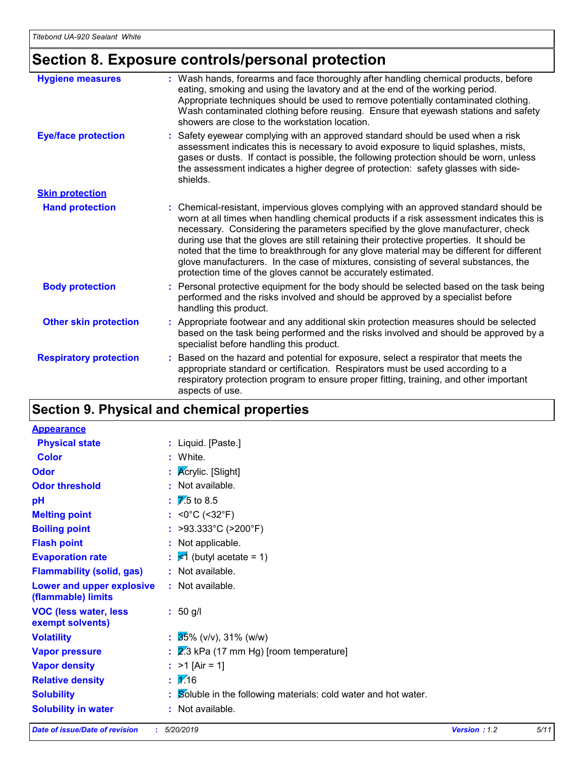## Section 8. Exposure controls/personal protection

| | |
|---|---|
| **Hygiene measures** | : Wash hands, forearms and face thoroughly after handling chemical products, before eating, smoking and using the lavatory and at the end of the working period. Appropriate techniques should be used to remove potentially contaminated clothing. Wash contaminated clothing before reusing. Ensure that eyewash stations and safety showers are close to the workstation location. |
| **Eye/face protection** | : Safety eyewear complying with an approved standard should be used when a risk assessment indicates this is necessary to avoid exposure to liquid splashes, mists, gases or dusts. If contact is possible, the following protection should be worn, unless the assessment indicates a higher degree of protection: safety glasses with side-shields. |
| **Skin protection** | |
| **Hand protection** | : Chemical-resistant, impervious gloves complying with an approved standard should be worn at all times when handling chemical products if a risk assessment indicates this is necessary. Considering the parameters specified by the glove manufacturer, check during use that the gloves are still retaining their protective properties. It should be noted that the time to breakthrough for any glove material may be different for different glove manufacturers. In the case of mixtures, consisting of several substances, the protection time of the gloves cannot be accurately estimated. |
| **Body protection** | : Personal protective equipment for the body should be selected based on the task being performed and the risks involved and should be approved by a specialist before handling this product. |
| **Other skin protection** | : Appropriate footwear and any additional skin protection measures should be selected based on the task being performed and the risks involved and should be approved by a specialist before handling this product. |
| **Respiratory protection** | : Based on the hazard and potential for exposure, select a respirator that meets the appropriate standard or certification. Respirators must be used according to a respiratory protection program to ensure proper fitting, training, and other important aspects of use. |

## Section 9. Physical and chemical properties

| | |
|---|---|
| **Appearance** | |
| **Physical state** | : Liquid. [Paste.] |
| **Color** | : White. |
| **Odor** | : Acrylic. [Slight] |
| **Odor threshold** | : Not available. |
| **pH** | : 7.5 to 8.5 |
| **Melting point** | : <0°C (<32°F) |
| **Boiling point** | : >93.333°C (>200°F) |
| **Flash point** | : Not applicable. |
| **Evaporation rate** | : <1 (butyl acetate = 1) |
| **Flammability (solid, gas)** | : Not available. |
| **Lower and upper explosive (flammable) limits** | : Not available. |
| **VOC (less water, less exempt solvents)** | : 50 g/l |
| **Volatility** | : 35% (v/v), 31% (w/w) |
| **Vapor pressure** | : 2.3 kPa (17 mm Hg) [room temperature] |
| **Vapor density** | : >1 [Air = 1] |
| **Relative density** | : 1.16 |
| **Solubility** | : Soluble in the following materials: cold water and hot water. |
| **Solubility in water** | : Not available. |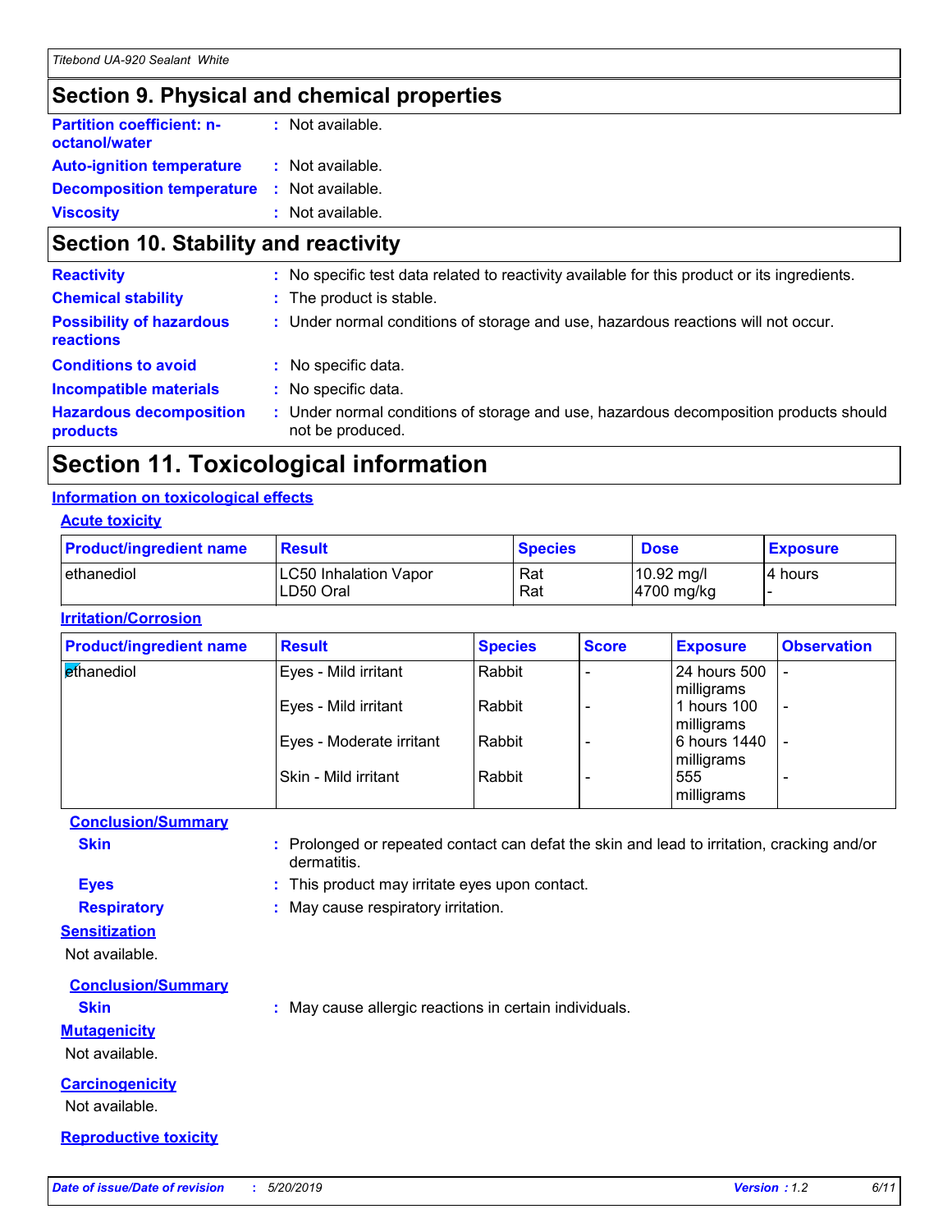## Section 9. Physical and chemical properties

**Partition coefficient: n-octanol/water** : Not available.

**Auto-ignition temperature** : Not available.

**Decomposition temperature** : Not available.

**Viscosity** : Not available.

## Section 10. Stability and reactivity

**Reactivity** : No specific test data related to reactivity available for this product or its ingredients.

**Chemical stability** : The product is stable.

**Possibility of hazardous reactions** : Under normal conditions of storage and use, hazardous reactions will not occur.

**Conditions to avoid** : No specific data.

**Incompatible materials** : No specific data.

**Hazardous decomposition products** : Under normal conditions of storage and use, hazardous decomposition products should not be produced.

## Section 11. Toxicological information

### Information on toxicological effects

#### Acute toxicity

| Product/ingredient name | Result | Species | Dose | Exposure |
|---|---|---|---|---|
| ethanediol | LC50 Inhalation Vapor<br>LD50 Oral | Rat<br>Rat | 10.92 mg/l<br>4700 mg/kg | 4 hours<br>- |

#### Irritation/Corrosion

| Product/ingredient name | Result | Species | Score | Exposure | Observation |
|---|---|---|---|---|---|
| ethanediol | Eyes - Mild irritant | Rabbit | - | 24 hours 500 milligrams | - |
| | Eyes - Mild irritant | Rabbit | - | 1 hours 100 milligrams | - |
| | Eyes - Moderate irritant | Rabbit | - | 6 hours 1440 milligrams | - |
| | Skin - Mild irritant | Rabbit | - | 555 milligrams | - |

**Conclusion/Summary**

**Skin** : Prolonged or repeated contact can defat the skin and lead to irritation, cracking and/or dermatitis.

**Eyes** : This product may irritate eyes upon contact.

**Respiratory** : May cause respiratory irritation.

#### Sensitization

Not available.

**Conclusion/Summary**

**Skin** : May cause allergic reactions in certain individuals.

#### Mutagenicity

Not available.

#### Carcinogenicity

Not available.

#### Reproductive toxicity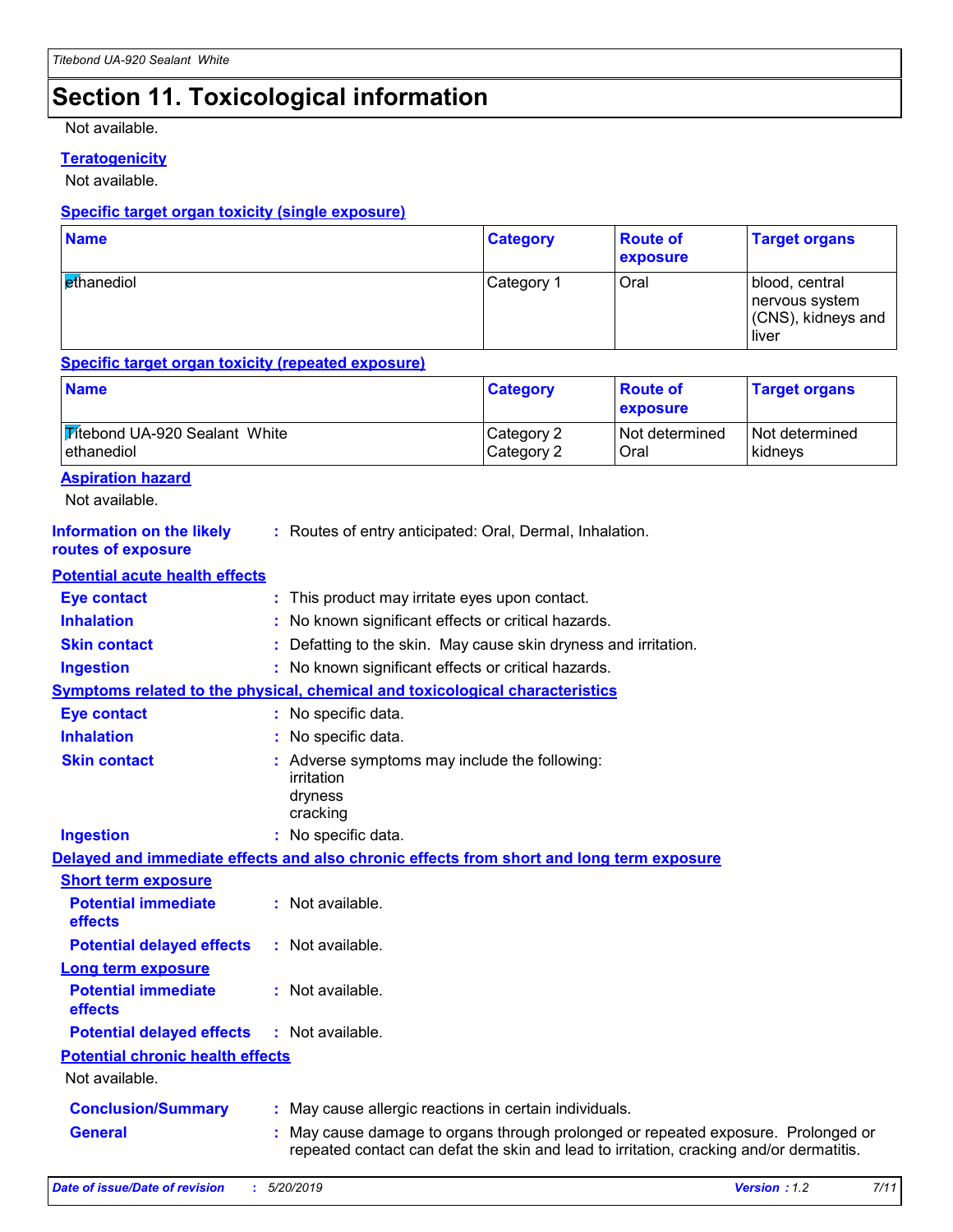# Section 11. Toxicological information

Not available.

**Teratogenicity**

Not available.

**Specific target organ toxicity (single exposure)**

| Name | Category | Route of exposure | Target organs |
|---|---|---|---|
| ethanediol | Category 1 | Oral | blood, central nervous system (CNS), kidneys and liver |

**Specific target organ toxicity (repeated exposure)**

| Name | Category | Route of exposure | Target organs |
|---|---|---|---|
| Titebond UA-920 Sealant White | Category 2 | Not determined | Not determined |
| ethanediol | Category 2 | Oral | kidneys |

**Aspiration hazard**

Not available.

**Information on the likely routes of exposure** : Routes of entry anticipated: Oral, Dermal, Inhalation.

**Potential acute health effects**

**Eye contact** : This product may irritate eyes upon contact.

**Inhalation** : No known significant effects or critical hazards.

**Skin contact** : Defatting to the skin. May cause skin dryness and irritation.

**Ingestion** : No known significant effects or critical hazards.

**Symptoms related to the physical, chemical and toxicological characteristics**

**Eye contact** : No specific data.

**Inhalation** : No specific data.

**Skin contact** : Adverse symptoms may include the following:
irritation
dryness
cracking

**Ingestion** : No specific data.

**Delayed and immediate effects and also chronic effects from short and long term exposure**

**Short term exposure**

**Potential immediate effects** : Not available.

**Potential delayed effects** : Not available.

**Long term exposure**

**Potential immediate effects** : Not available.

**Potential delayed effects** : Not available.

**Potential chronic health effects**

Not available.

**Conclusion/Summary** : May cause allergic reactions in certain individuals.

**General** : May cause damage to organs through prolonged or repeated exposure. Prolonged or repeated contact can defat the skin and lead to irritation, cracking and/or dermatitis.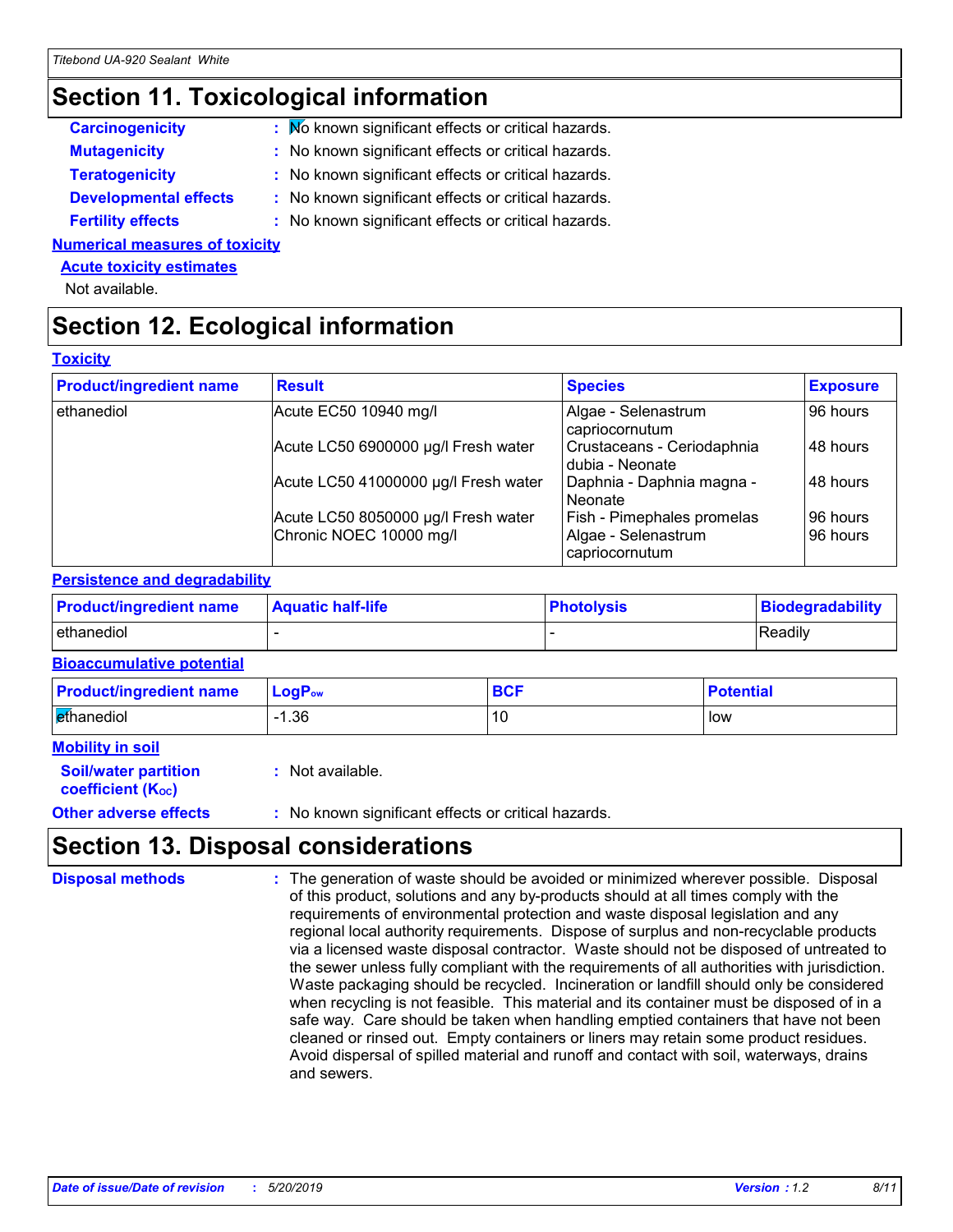## Section 11. Toxicological information

**Carcinogenicity** : No known significant effects or critical hazards.

**Mutagenicity** : No known significant effects or critical hazards.

**Teratogenicity** : No known significant effects or critical hazards.

**Developmental effects** : No known significant effects or critical hazards.

**Fertility effects** : No known significant effects or critical hazards.

**Numerical measures of toxicity**

**Acute toxicity estimates**

Not available.

## Section 12. Ecological information

**Toxicity**

| Product/ingredient name | Result | Species | Exposure |
|---|---|---|---|
| ethanediol | Acute EC50 10940 mg/l | Algae - Selenastrum capriocornutum | 96 hours |
| | Acute LC50 6900000 µg/l Fresh water | Crustaceans - Ceriodaphnia dubia - Neonate | 48 hours |
| | Acute LC50 41000000 µg/l Fresh water | Daphnia - Daphnia magna - Neonate | 48 hours |
| | Acute LC50 8050000 µg/l Fresh water | Fish - Pimephales promelas | 96 hours |
| | Chronic NOEC 10000 mg/l | Algae - Selenastrum capriocornutum | 96 hours |

**Persistence and degradability**

| Product/ingredient name | Aquatic half-life | Photolysis | Biodegradability |
|---|---|---|---|
| ethanediol | - | - | Readily |

**Bioaccumulative potential**

| Product/ingredient name | $LogP_{ow}$ | BCF | Potential |
|---|---|---|---|
| ethanediol | -1.36 | 10 | low |

**Mobility in soil**

**Soil/water partition coefficient ($K_{OC}$)** : Not available.

**Other adverse effects** : No known significant effects or critical hazards.

## Section 13. Disposal considerations

**Disposal methods** : The generation of waste should be avoided or minimized wherever possible. Disposal of this product, solutions and any by-products should at all times comply with the requirements of environmental protection and waste disposal legislation and any regional local authority requirements. Dispose of surplus and non-recyclable products via a licensed waste disposal contractor. Waste should not be disposed of untreated to the sewer unless fully compliant with the requirements of all authorities with jurisdiction. Waste packaging should be recycled. Incineration or landfill should only be considered when recycling is not feasible. This material and its container must be disposed of in a safe way. Care should be taken when handling emptied containers that have not been cleaned or rinsed out. Empty containers or liners may retain some product residues. Avoid dispersal of spilled material and runoff and contact with soil, waterways, drains and sewers.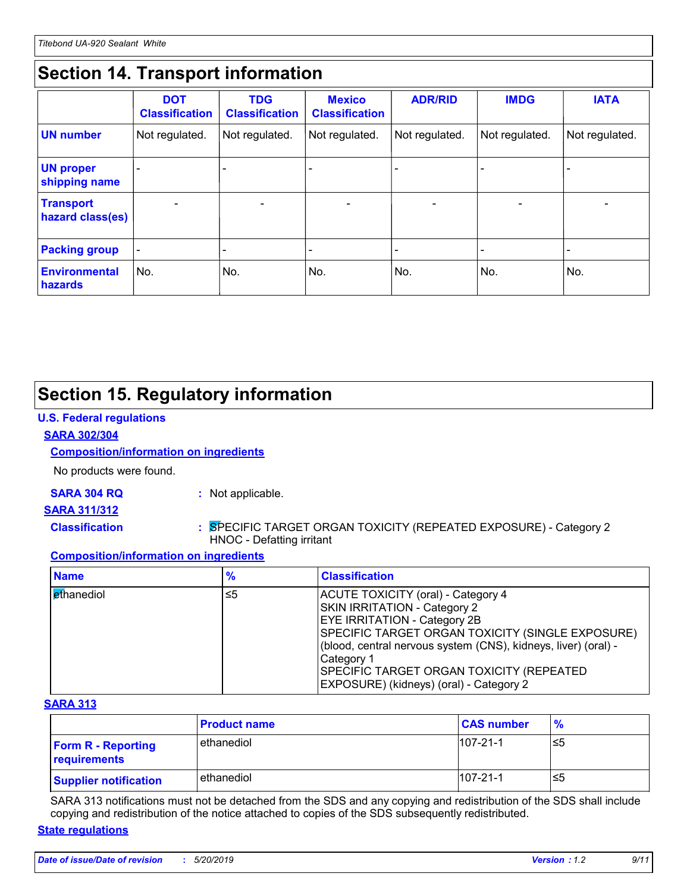# Section 14. Transport information

| | DOT Classification | TDG Classification | Mexico Classification | ADR/RID | IMDG | IATA |
|---|---|---|---|---|---|---|
| **UN number** | Not regulated. | Not regulated. | Not regulated. | Not regulated. | Not regulated. | Not regulated. |
| **UN proper shipping name** | - | - | - | - | - | - |
| **Transport hazard class(es)** | - | - | - | - | - | - |
| **Packing group** | - | - | - | - | - | - |
| **Environmental hazards** | No. | No. | No. | No. | No. | No. |

# Section 15. Regulatory information

### U.S. Federal regulations

**SARA 302/304**

**Composition/information on ingredients**

No products were found.

**SARA 304 RQ** : Not applicable.

**SARA 311/312**

**Classification** : SPECIFIC TARGET ORGAN TOXICITY (REPEATED EXPOSURE) - Category 2
HNOC - Defatting irritant

**Composition/information on ingredients**

| Name | % | Classification |
|---|---|---|
| ethanediol | ≤5 | ACUTE TOXICITY (oral) - Category 4<br>SKIN IRRITATION - Category 2<br>EYE IRRITATION - Category 2B<br>SPECIFIC TARGET ORGAN TOXICITY (SINGLE EXPOSURE) (blood, central nervous system (CNS), kidneys, liver) (oral) - Category 1<br>SPECIFIC TARGET ORGAN TOXICITY (REPEATED EXPOSURE) (kidneys) (oral) - Category 2 |

**SARA 313**

| | Product name | CAS number | % |
|---|---|---|---|
| **Form R - Reporting requirements** | ethanediol | 107-21-1 | ≤5 |
| **Supplier notification** | ethanediol | 107-21-1 | ≤5 |

SARA 313 notifications must not be detached from the SDS and any copying and redistribution of the SDS shall include copying and redistribution of the notice attached to copies of the SDS subsequently redistributed.

**State regulations**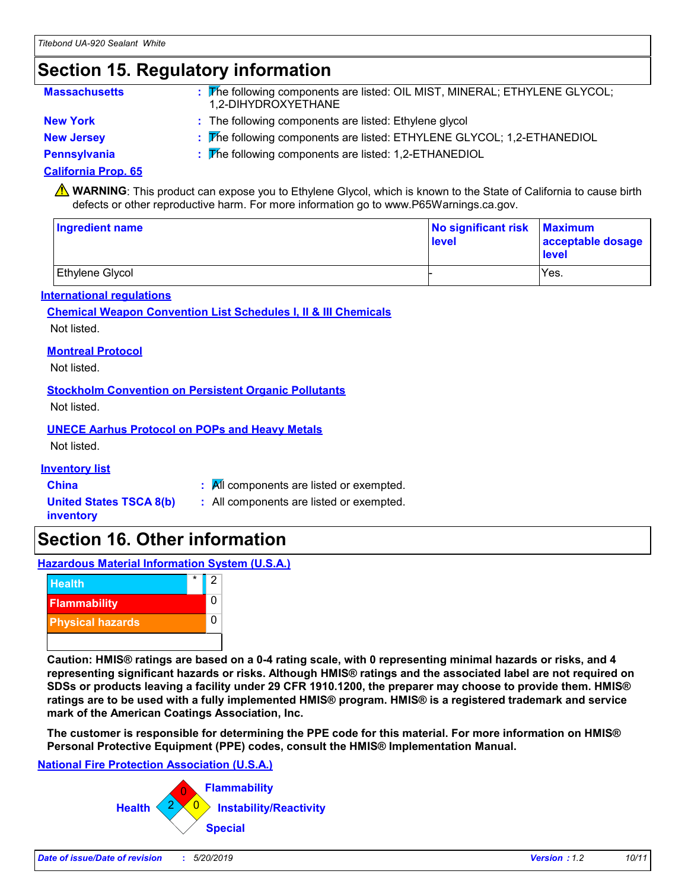## Section 15. Regulatory information

**Massachusetts** : The following components are listed: OIL MIST, MINERAL; ETHYLENE GLYCOL; 1,2-DIHYDROXYETHANE

**New York** : The following components are listed: Ethylene glycol

**New Jersey** : The following components are listed: ETHYLENE GLYCOL; 1,2-ETHANEDIOL

**Pennsylvania** : The following components are listed: 1,2-ETHANEDIOL

**California Prop. 65**

⚠ **WARNING**: This product can expose you to Ethylene Glycol, which is known to the State of California to cause birth defects or other reproductive harm. For more information go to www.P65Warnings.ca.gov.

| Ingredient name | No significant risk level | Maximum acceptable dosage level |
| --- | --- | --- |
| Ethylene Glycol | - | Yes. |

**International regulations**

**Chemical Weapon Convention List Schedules I, II & III Chemicals**

Not listed.

**Montreal Protocol**

Not listed.

**Stockholm Convention on Persistent Organic Pollutants**

Not listed.

**UNECE Aarhus Protocol on POPs and Heavy Metals**

Not listed.

**Inventory list**

**China** : All components are listed or exempted.

**United States TSCA 8(b) inventory** : All components are listed or exempted.

## Section 16. Other information

**Hazardous Material Information System (U.S.A.)**

| | | |
| --- | --- | --- |
| Health | * | 2 |
| Flammability | | 0 |
| Physical hazards | | 0 |

**Caution: HMIS® ratings are based on a 0-4 rating scale, with 0 representing minimal hazards or risks, and 4 representing significant hazards or risks. Although HMIS® ratings and the associated label are not required on SDSs or products leaving a facility under 29 CFR 1910.1200, the preparer may choose to provide them. HMIS® ratings are to be used with a fully implemented HMIS® program. HMIS® is a registered trademark and service mark of the American Coatings Association, Inc.**

**The customer is responsible for determining the PPE code for this material. For more information on HMIS® Personal Protective Equipment (PPE) codes, consult the HMIS® Implementation Manual.**

**National Fire Protection Association (U.S.A.)**

| | |
| --- | --- |
| Health | 2 |
| Flammability | 0 |
| Instability/Reactivity | 0 |
| Special | |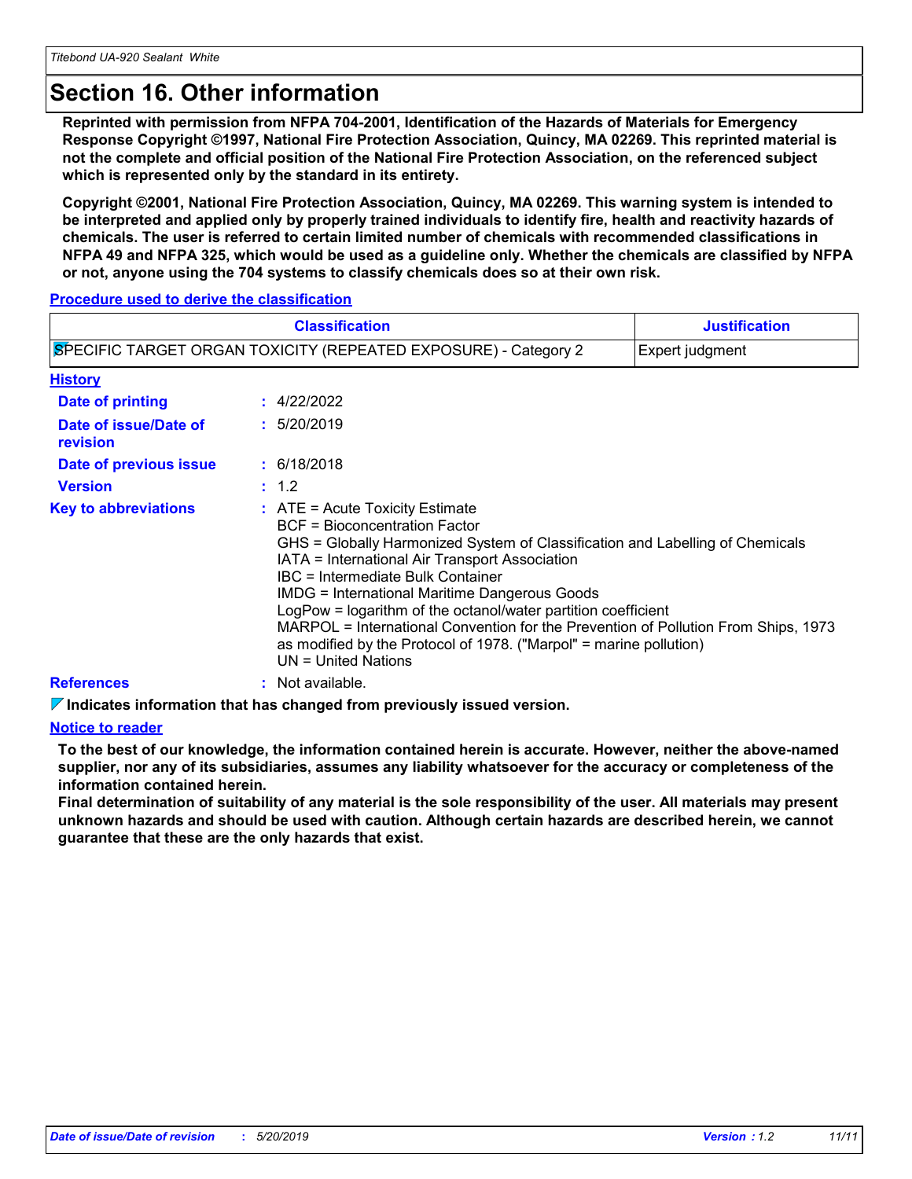# Section 16. Other information

**Reprinted with permission from NFPA 704-2001, Identification of the Hazards of Materials for Emergency Response Copyright ©1997, National Fire Protection Association, Quincy, MA 02269. This reprinted material is not the complete and official position of the National Fire Protection Association, on the referenced subject which is represented only by the standard in its entirety.**

**Copyright ©2001, National Fire Protection Association, Quincy, MA 02269. This warning system is intended to be interpreted and applied only by properly trained individuals to identify fire, health and reactivity hazards of chemicals. The user is referred to certain limited number of chemicals with recommended classifications in NFPA 49 and NFPA 325, which would be used as a guideline only. Whether the chemicals are classified by NFPA or not, anyone using the 704 systems to classify chemicals does so at their own risk.**

**Procedure used to derive the classification**

| Classification | Justification |
|---|---|
| SPECIFIC TARGET ORGAN TOXICITY (REPEATED EXPOSURE) - Category 2 | Expert judgment |

**History**

**Date of printing** : 4/22/2022

**Date of issue/Date of revision** : 5/20/2019

**Date of previous issue** : 6/18/2018

**Version** : 1.2

**Key to abbreviations** :
ATE = Acute Toxicity Estimate
BCF = Bioconcentration Factor
GHS = Globally Harmonized System of Classification and Labelling of Chemicals
IATA = International Air Transport Association
IBC = Intermediate Bulk Container
IMDG = International Maritime Dangerous Goods
LogPow = logarithm of the octanol/water partition coefficient
MARPOL = International Convention for the Prevention of Pollution From Ships, 1973 as modified by the Protocol of 1978. ("Marpol" = marine pollution)
UN = United Nations

**References** : Not available.

**Indicates information that has changed from previously issued version.**

**Notice to reader**

**To the best of our knowledge, the information contained herein is accurate. However, neither the above-named supplier, nor any of its subsidiaries, assumes any liability whatsoever for the accuracy or completeness of the information contained herein.**
**Final determination of suitability of any material is the sole responsibility of the user. All materials may present unknown hazards and should be used with caution. Although certain hazards are described herein, we cannot guarantee that these are the only hazards that exist.**